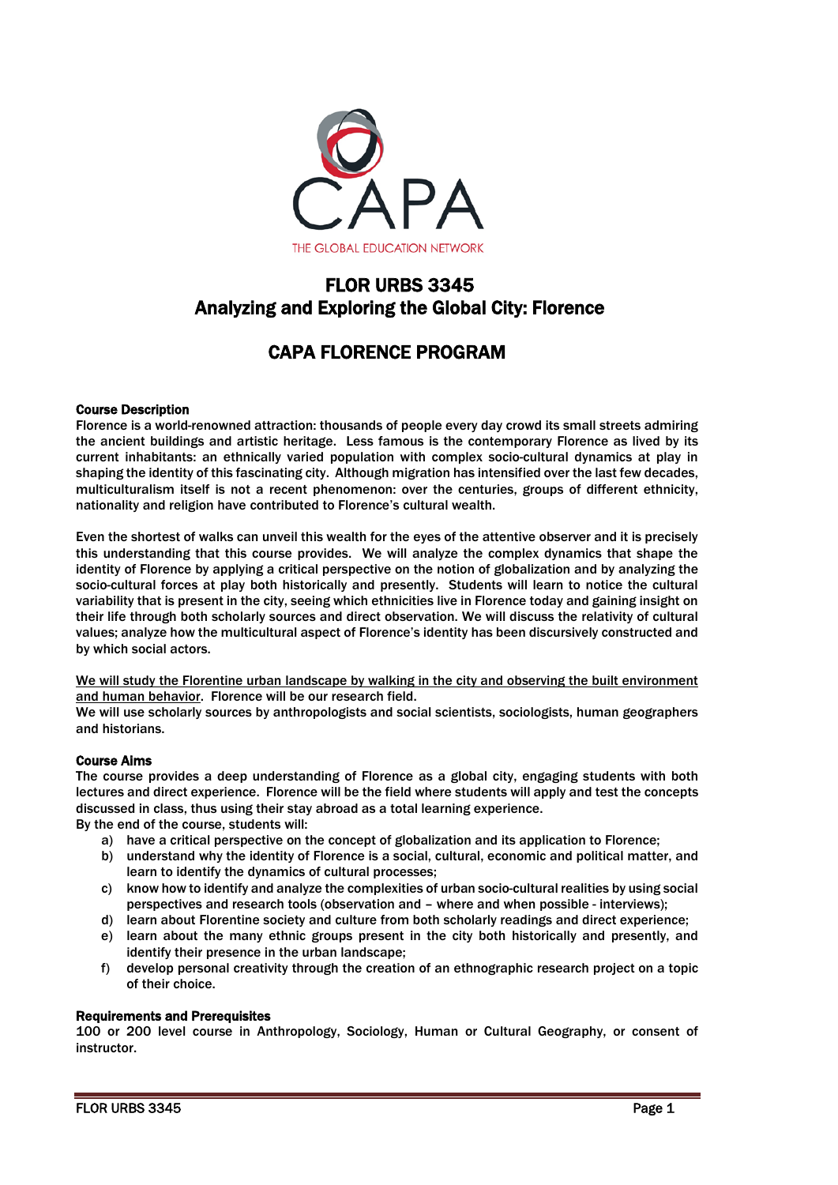CAPA

THE GLOBAL EDUCATION NETWORK

# FLOR URBS 3345
# Analyzing and Exploring the Global City: Florence

## CAPA FLORENCE PROGRAM

### Course Description

Florence is a world-renowned attraction: thousands of people every day crowd its small streets admiring the ancient buildings and artistic heritage. Less famous is the contemporary Florence as lived by its current inhabitants: an ethnically varied population with complex socio-cultural dynamics at play in shaping the identity of this fascinating city. Although migration has intensified over the last few decades, multiculturalism itself is not a recent phenomenon: over the centuries, groups of different ethnicity, nationality and religion have contributed to Florence's cultural wealth.

Even the shortest of walks can unveil this wealth for the eyes of the attentive observer and it is precisely this understanding that this course provides. We will analyze the complex dynamics that shape the identity of Florence by applying a critical perspective on the notion of globalization and by analyzing the socio-cultural forces at play both historically and presently. Students will learn to notice the cultural variability that is present in the city, seeing which ethnicities live in Florence today and gaining insight on their life through both scholarly sources and direct observation. We will discuss the relativity of cultural values; analyze how the multicultural aspect of Florence's identity has been discursively constructed and by which social actors.

<u>We will study the Florentine urban landscape by walking in the city and observing the built environment and human behavior</u>. Florence will be our research field.

We will use scholarly sources by anthropologists and social scientists, sociologists, human geographers and historians.

### Course Aims

The course provides a deep understanding of Florence as a global city, engaging students with both lectures and direct experience. Florence will be the field where students will apply and test the concepts discussed in class, thus using their stay abroad as a total learning experience.

By the end of the course, students will:

a) have a critical perspective on the concept of globalization and its application to Florence;
b) understand why the identity of Florence is a social, cultural, economic and political matter, and learn to identify the dynamics of cultural processes;
c) know how to identify and analyze the complexities of urban socio-cultural realities by using social perspectives and research tools (observation and – where and when possible - interviews);
d) learn about Florentine society and culture from both scholarly readings and direct experience;
e) learn about the many ethnic groups present in the city both historically and presently, and identify their presence in the urban landscape;
f) develop personal creativity through the creation of an ethnographic research project on a topic of their choice.

### Requirements and Prerequisites

100 or 200 level course in Anthropology, Sociology, Human or Cultural Geography, or consent of instructor.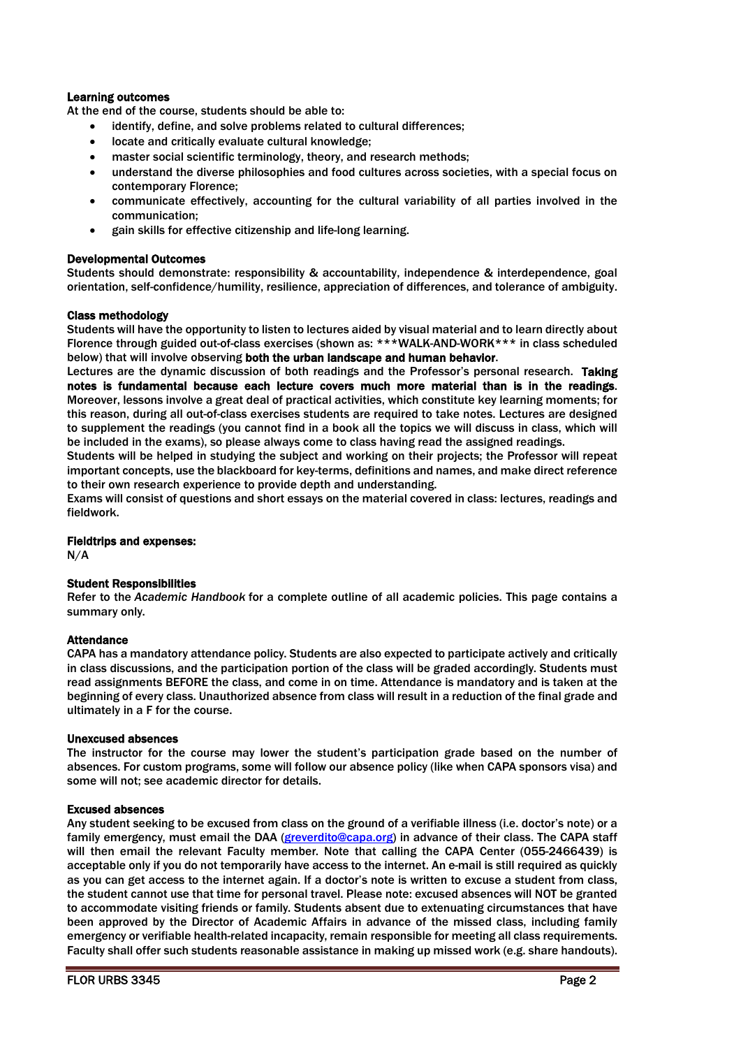### Learning outcomes

At the end of the course, students should be able to:

- identify, define, and solve problems related to cultural differences;
- locate and critically evaluate cultural knowledge;
- master social scientific terminology, theory, and research methods;
- understand the diverse philosophies and food cultures across societies, with a special focus on contemporary Florence;
- communicate effectively, accounting for the cultural variability of all parties involved in the communication;
- gain skills for effective citizenship and life-long learning.

### Developmental Outcomes

Students should demonstrate: responsibility & accountability, independence & interdependence, goal orientation, self-confidence/humility, resilience, appreciation of differences, and tolerance of ambiguity.

### Class methodology

Students will have the opportunity to listen to lectures aided by visual material and to learn directly about Florence through guided out-of-class exercises (shown as: ***WALK-AND-WORK*** in class scheduled below) that will involve observing **both the urban landscape and human behavior**.

Lectures are the dynamic discussion of both readings and the Professor's personal research. **Taking notes is fundamental because each lecture covers much more material than is in the readings**. Moreover, lessons involve a great deal of practical activities, which constitute key learning moments; for this reason, during all out-of-class exercises students are required to take notes. Lectures are designed to supplement the readings (you cannot find in a book all the topics we will discuss in class, which will be included in the exams), so please always come to class having read the assigned readings.

Students will be helped in studying the subject and working on their projects; the Professor will repeat important concepts, use the blackboard for key-terms, definitions and names, and make direct reference to their own research experience to provide depth and understanding.

Exams will consist of questions and short essays on the material covered in class: lectures, readings and fieldwork.

### Fieldtrips and expenses:

N/A

### Student Responsibilities

Refer to the *Academic Handbook* for a complete outline of all academic policies. This page contains a summary only.

### Attendance

CAPA has a mandatory attendance policy. Students are also expected to participate actively and critically in class discussions, and the participation portion of the class will be graded accordingly. Students must read assignments BEFORE the class, and come in on time. Attendance is mandatory and is taken at the beginning of every class. Unauthorized absence from class will result in a reduction of the final grade and ultimately in a F for the course.

### Unexcused absences

The instructor for the course may lower the student's participation grade based on the number of absences. For custom programs, some will follow our absence policy (like when CAPA sponsors visa) and some will not; see academic director for details.

### Excused absences

Any student seeking to be excused from class on the ground of a verifiable illness (i.e. doctor's note) or a family emergency, must email the DAA (greverdito@capa.org) in advance of their class. The CAPA staff will then email the relevant Faculty member. Note that calling the CAPA Center (055-2466439) is acceptable only if you do not temporarily have access to the internet. An e-mail is still required as quickly as you can get access to the internet again. If a doctor's note is written to excuse a student from class, the student cannot use that time for personal travel. Please note: excused absences will NOT be granted to accommodate visiting friends or family. Students absent due to extenuating circumstances that have been approved by the Director of Academic Affairs in advance of the missed class, including family emergency or verifiable health-related incapacity, remain responsible for meeting all class requirements. Faculty shall offer such students reasonable assistance in making up missed work (e.g. share handouts).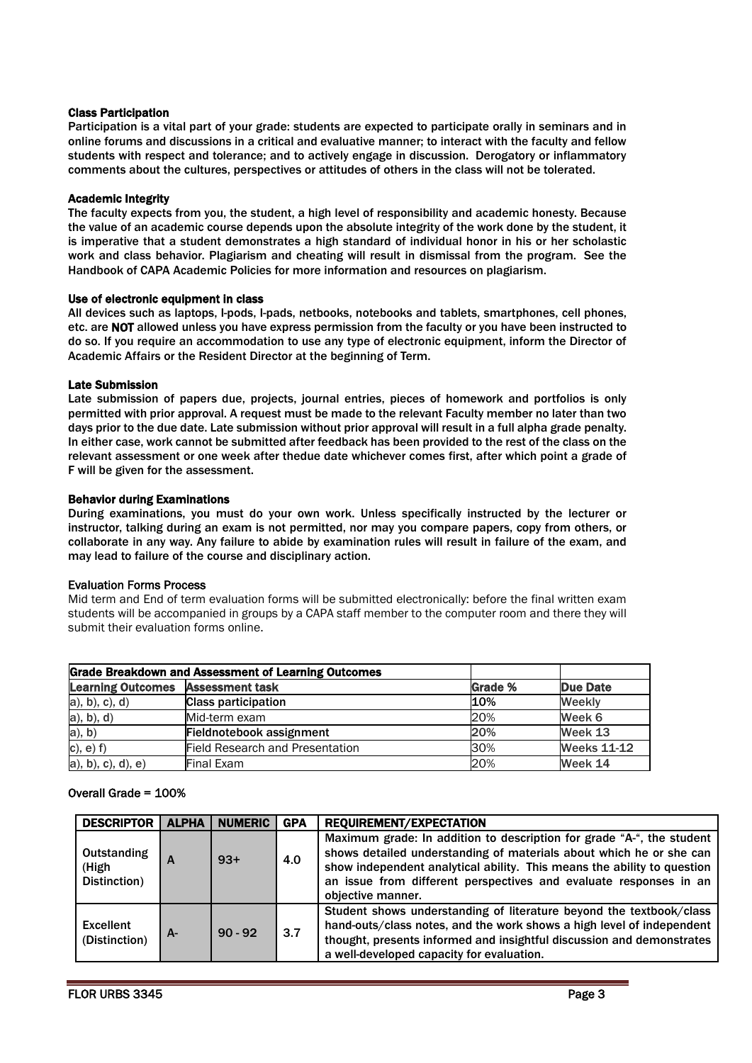### Class Participation

Participation is a vital part of your grade: students are expected to participate orally in seminars and in online forums and discussions in a critical and evaluative manner; to interact with the faculty and fellow students with respect and tolerance; and to actively engage in discussion. Derogatory or inflammatory comments about the cultures, perspectives or attitudes of others in the class will not be tolerated.

### Academic Integrity

The faculty expects from you, the student, a high level of responsibility and academic honesty. Because the value of an academic course depends upon the absolute integrity of the work done by the student, it is imperative that a student demonstrates a high standard of individual honor in his or her scholastic work and class behavior. Plagiarism and cheating will result in dismissal from the program. See the Handbook of CAPA Academic Policies for more information and resources on plagiarism.

### Use of electronic equipment in class

All devices such as laptops, I-pods, I-pads, netbooks, notebooks and tablets, smartphones, cell phones, etc. are **NOT** allowed unless you have express permission from the faculty or you have been instructed to do so. If you require an accommodation to use any type of electronic equipment, inform the Director of Academic Affairs or the Resident Director at the beginning of Term.

### Late Submission

Late submission of papers due, projects, journal entries, pieces of homework and portfolios is only permitted with prior approval. A request must be made to the relevant Faculty member no later than two days prior to the due date. Late submission without prior approval will result in a full alpha grade penalty. In either case, work cannot be submitted after feedback has been provided to the rest of the class on the relevant assessment or one week after thedue date whichever comes first, after which point a grade of F will be given for the assessment.

### Behavior during Examinations

During examinations, you must do your own work. Unless specifically instructed by the lecturer or instructor, talking during an exam is not permitted, nor may you compare papers, copy from others, or collaborate in any way. Any failure to abide by examination rules will result in failure of the exam, and may lead to failure of the course and disciplinary action.

### Evaluation Forms Process

Mid term and End of term evaluation forms will be submitted electronically: before the final written exam students will be accompanied in groups by a CAPA staff member to the computer room and there they will submit their evaluation forms online.

| **Grade Breakdown and Assessment of Learning Outcomes** | | | |
|---|---|---|---|
| **Learning Outcomes** | **Assessment task** | **Grade %** | **Due Date** |
| a), b), c), d) | **Class participation** | **10%** | **Weekly** |
| a), b), d) | Mid-term exam | 20% | **Week 6** |
| a), b) | **Fieldnotebook assignment** | 20% | **Week 13** |
| c), e) f) | Field Research and Presentation | 30% | **Weeks 11-12** |
| a), b), c), d), e) | Final Exam | 20% | **Week 14** |

**Overall Grade = 100%**

| DESCRIPTOR | ALPHA | NUMERIC | GPA | REQUIREMENT/EXPECTATION |
|---|---|---|---|---|
| Outstanding (High Distinction) | A | 93+ | 4.0 | Maximum grade: In addition to description for grade "A-", the student shows detailed understanding of materials about which he or she can show independent analytical ability. This means the ability to question an issue from different perspectives and evaluate responses in an objective manner. |
| Excellent (Distinction) | A- | 90 - 92 | 3.7 | Student shows understanding of literature beyond the textbook/class hand-outs/class notes, and the work shows a high level of independent thought, presents informed and insightful discussion and demonstrates a well-developed capacity for evaluation. |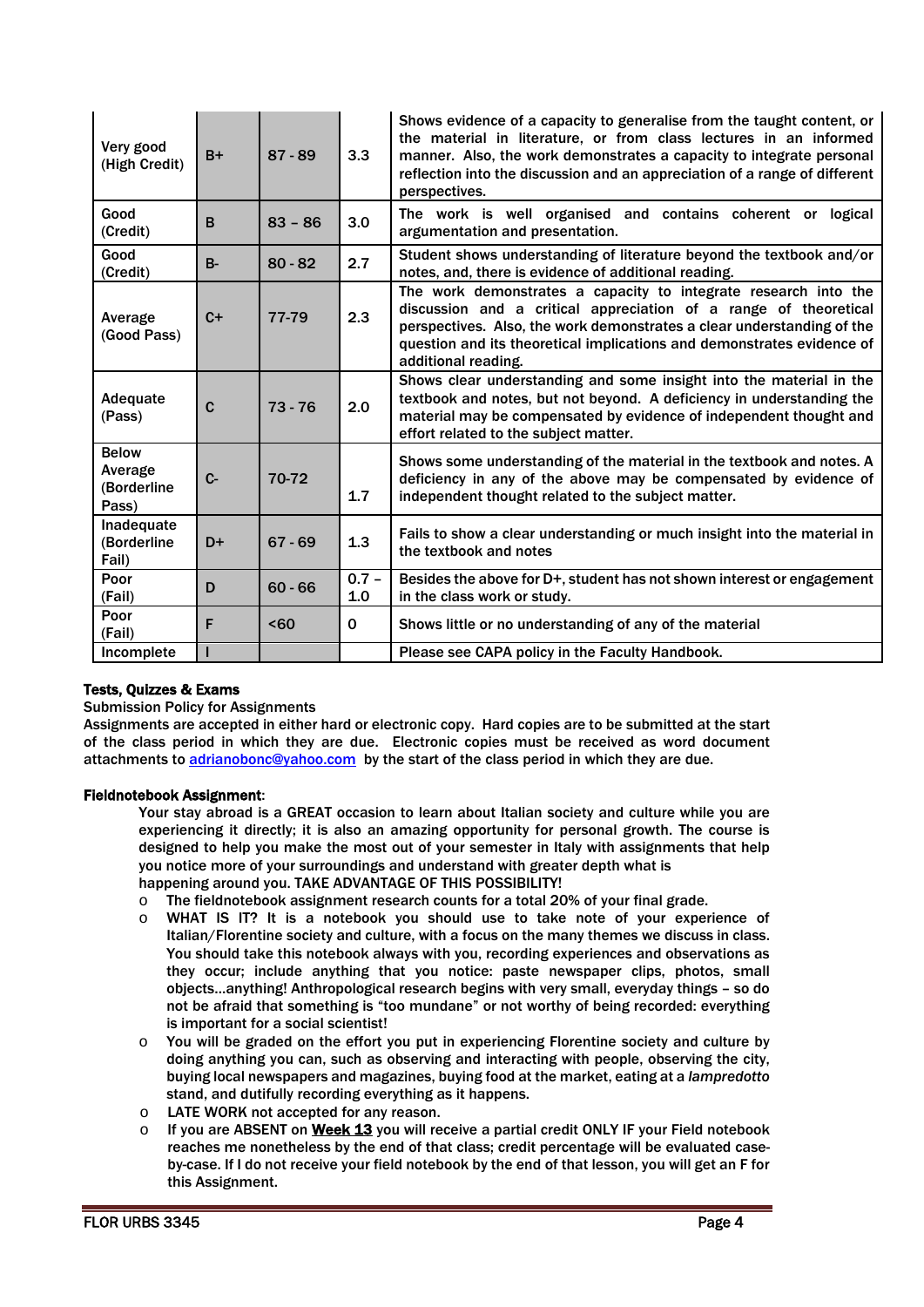| | | | | |
|---|---|---|---|---|
| Very good (High Credit) | B+ | 87 - 89 | 3.3 | Shows evidence of a capacity to generalise from the taught content, or the material in literature, or from class lectures in an informed manner. Also, the work demonstrates a capacity to integrate personal reflection into the discussion and an appreciation of a range of different perspectives. |
| Good (Credit) | B | 83 – 86 | 3.0 | The work is well organised and contains coherent or logical argumentation and presentation. |
| Good (Credit) | B- | 80 - 82 | 2.7 | Student shows understanding of literature beyond the textbook and/or notes, and, there is evidence of additional reading. |
| Average (Good Pass) | C+ | 77-79 | 2.3 | The work demonstrates a capacity to integrate research into the discussion and a critical appreciation of a range of theoretical perspectives. Also, the work demonstrates a clear understanding of the question and its theoretical implications and demonstrates evidence of additional reading. |
| Adequate (Pass) | C | 73 - 76 | 2.0 | Shows clear understanding and some insight into the material in the textbook and notes, but not beyond. A deficiency in understanding the material may be compensated by evidence of independent thought and effort related to the subject matter. |
| Below Average (Borderline Pass) | C- | 70-72 | 1.7 | Shows some understanding of the material in the textbook and notes. A deficiency in any of the above may be compensated by evidence of independent thought related to the subject matter. |
| Inadequate (Borderline Fail) | D+ | 67 - 69 | 1.3 | Fails to show a clear understanding or much insight into the material in the textbook and notes |
| Poor (Fail) | D | 60 - 66 | 0.7 – 1.0 | Besides the above for D+, student has not shown interest or engagement in the class work or study. |
| Poor (Fail) | F | <60 | 0 | Shows little or no understanding of any of the material |
| Incomplete | I | | | Please see CAPA policy in the Faculty Handbook. |

**Tests, Quizzes & Exams**

Submission Policy for Assignments

Assignments are accepted in either hard or electronic copy. Hard copies are to be submitted at the start of the class period in which they are due. Electronic copies must be received as word document attachments to adrianobonc@yahoo.com by the start of the class period in which they are due.

**Fieldnotebook Assignment**:

Your stay abroad is a GREAT occasion to learn about Italian society and culture while you are experiencing it directly; it is also an amazing opportunity for personal growth. The course is designed to help you make the most out of your semester in Italy with assignments that help you notice more of your surroundings and understand with greater depth what is happening around you. TAKE ADVANTAGE OF THIS POSSIBILITY!

- The fieldnotebook assignment research counts for a total 20% of your final grade.
- WHAT IS IT? It is a notebook you should use to take note of your experience of Italian/Florentine society and culture, with a focus on the many themes we discuss in class. You should take this notebook always with you, recording experiences and observations as they occur; include anything that you notice: paste newspaper clips, photos, small objects…anything! Anthropological research begins with very small, everyday things – so do not be afraid that something is "too mundane" or not worthy of being recorded: everything is important for a social scientist!
- You will be graded on the effort you put in experiencing Florentine society and culture by doing anything you can, such as observing and interacting with people, observing the city, buying local newspapers and magazines, buying food at the market, eating at a *lampredotto* stand, and dutifully recording everything as it happens.
- LATE WORK not accepted for any reason.
- If you are ABSENT on **Week 13** you will receive a partial credit ONLY IF your Field notebook reaches me nonetheless by the end of that class; credit percentage will be evaluated case-by-case. If I do not receive your field notebook by the end of that lesson, you will get an F for this Assignment.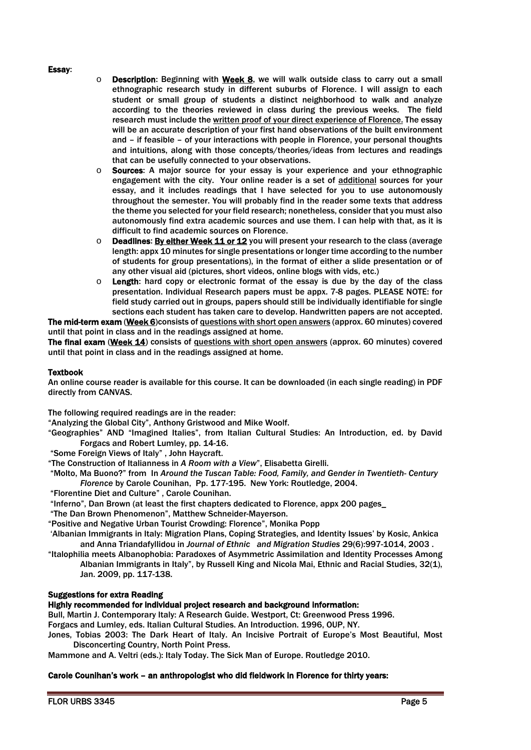**Essay**:

- **Description**: Beginning with **Week 8**, we will walk outside class to carry out a small ethnographic research study in different suburbs of Florence. I will assign to each student or small group of students a distinct neighborhood to walk and analyze according to the theories reviewed in class during the previous weeks. The field research must include the written proof of your direct experience of Florence. The essay will be an accurate description of your first hand observations of the built environment and – if feasible – of your interactions with people in Florence, your personal thoughts and intuitions, along with those concepts/theories/ideas from lectures and readings that can be usefully connected to your observations.
- **Sources**: A major source for your essay is your experience and your ethnographic engagement with the city. Your online reader is a set of additional sources for your essay, and it includes readings that I have selected for you to use autonomously throughout the semester. You will probably find in the reader some texts that address the theme you selected for your field research; nonetheless, consider that you must also autonomously find extra academic sources and use them. I can help with that, as it is difficult to find academic sources on Florence.
- **Deadlines**: **By either Week 11 or 12** you will present your research to the class (average length: appx 10 minutes for single presentations or longer time according to the number of students for group presentations), in the format of either a slide presentation or of any other visual aid (pictures, short videos, online blogs with vids, etc.)
- **Length**: hard copy or electronic format of the essay is due by the day of the class presentation. Individual Research papers must be appx. 7-8 pages. PLEASE NOTE: for field study carried out in groups, papers should still be individually identifiable for single sections each student has taken care to develop. Handwritten papers are not accepted.

**The mid-term exam** (**Week 6**)consists of questions with short open answers (approx. 60 minutes) covered until that point in class and in the readings assigned at home.

**The final exam** (**Week 14**) consists of questions with short open answers (approx. 60 minutes) covered until that point in class and in the readings assigned at home.

**Textbook**

An online course reader is available for this course. It can be downloaded (in each single reading) in PDF directly from CANVAS.

The following required readings are in the reader:

"Analyzing the Global City", Anthony Gristwood and Mike Woolf.

"Geographies" AND "Imagined Italies", from Italian Cultural Studies: An Introduction, ed. by David Forgacs and Robert Lumley, pp. 14-16.

"Some Foreign Views of Italy" , John Haycraft.

"The Construction of Italianness in *A Room with a View*", Elisabetta Girelli.

"Molto, Ma Buono?" from In *Around the Tuscan Table: Food, Family, and Gender in Twentieth- Century Florence* by Carole Counihan, Pp. 177-195. New York: Routledge, 2004.

"Florentine Diet and Culture" , Carole Counihan.

"Inferno", Dan Brown (at least the first chapters dedicated to Florence, appx 200 pages_

"The Dan Brown Phenomenon", Matthew Schneider-Mayerson.

"Positive and Negative Urban Tourist Crowding: Florence", Monika Popp

'Albanian Immigrants in Italy: Migration Plans, Coping Strategies, and Identity Issues' by Kosic, Ankica and Anna Triandafyllidou in *Journal of Ethnic and Migration Studies* 29(6):997-1014, 2003 .

"Italophilia meets Albanophobia: Paradoxes of Asymmetric Assimilation and Identity Processes Among Albanian Immigrants in Italy", by Russell King and Nicola Mai, Ethnic and Racial Studies, 32(1), Jan. 2009, pp. 117-138.

**Suggestions for extra Reading**

**Highly recommended for individual project research and background information:**

Bull, Martin J. Contemporary Italy: A Research Guide. Westport, Ct: Greenwood Press 1996.

Forgacs and Lumley, eds. Italian Cultural Studies. An Introduction. 1996, OUP, NY.

Jones, Tobias 2003: The Dark Heart of Italy. An Incisive Portrait of Europe's Most Beautiful, Most Disconcerting Country, North Point Press.

Mammone and A. Veltri (eds.): Italy Today. The Sick Man of Europe. Routledge 2010.

**Carole Counihan's work – an anthropologist who did fieldwork in Florence for thirty years:**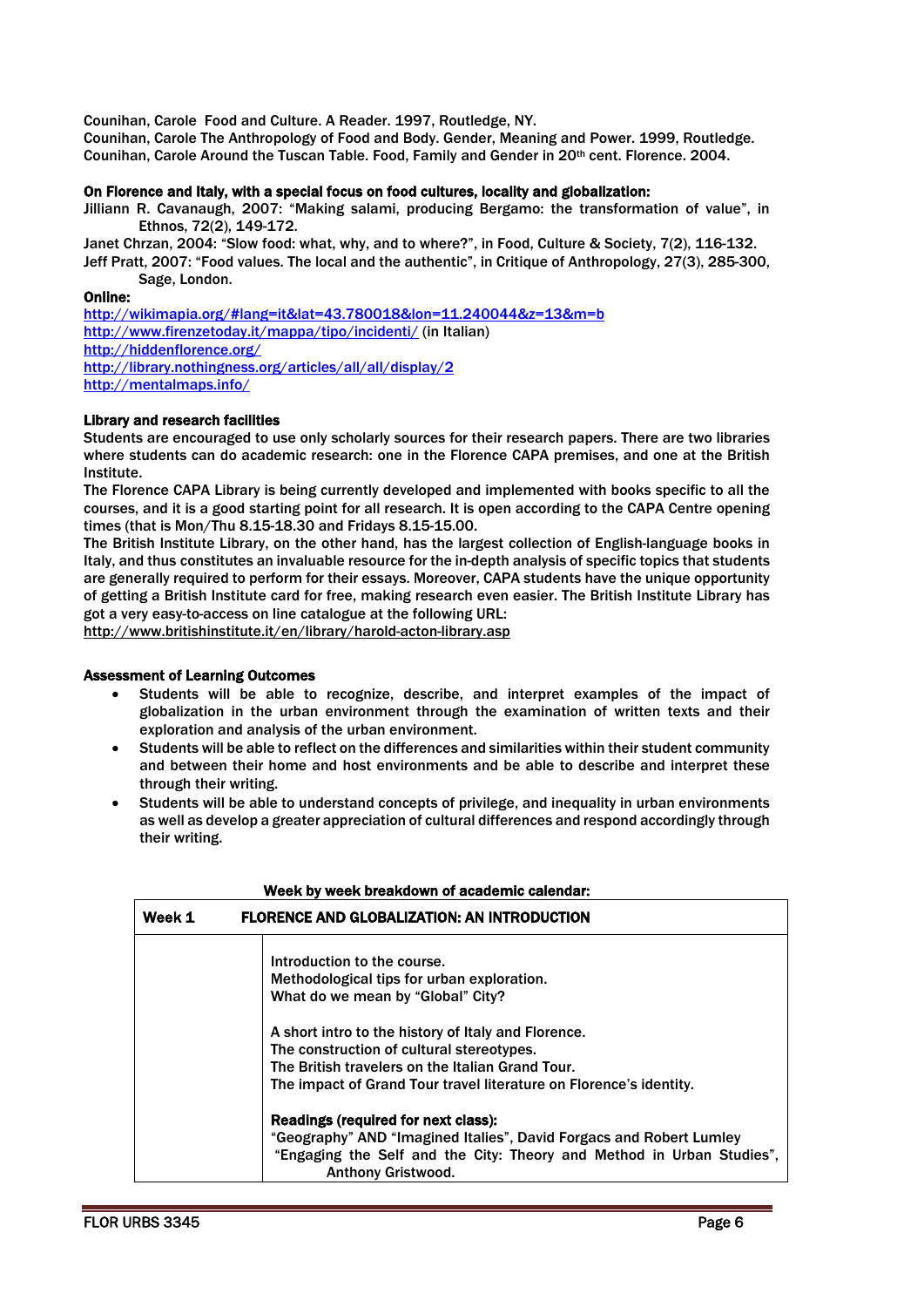Counihan, Carole Food and Culture. A Reader. 1997, Routledge, NY.
Counihan, Carole The Anthropology of Food and Body. Gender, Meaning and Power. 1999, Routledge.
Counihan, Carole Around the Tuscan Table. Food, Family and Gender in 20th cent. Florence. 2004.

**On Florence and Italy, with a special focus on food cultures, locality and globalization:**

Jilliann R. Cavanaugh, 2007: "Making salami, producing Bergamo: the transformation of value", in Ethnos, 72(2), 149-172.
Janet Chrzan, 2004: "Slow food: what, why, and to where?", in Food, Culture & Society, 7(2), 116-132.
Jeff Pratt, 2007: "Food values. The local and the authentic", in Critique of Anthropology, 27(3), 285-300, Sage, London.

**Online:**

http://wikimapia.org/#lang=it&lat=43.780018&lon=11.240044&z=13&m=b
http://www.firenzetoday.it/mappa/tipo/incidenti/ (in Italian)
http://hiddenflorence.org/
http://library.nothingness.org/articles/all/all/display/2
http://mentalmaps.info/

**Library and research facilities**

Students are encouraged to use only scholarly sources for their research papers. There are two libraries where students can do academic research: one in the Florence CAPA premises, and one at the British Institute.
The Florence CAPA Library is being currently developed and implemented with books specific to all the courses, and it is a good starting point for all research. It is open according to the CAPA Centre opening times (that is Mon/Thu 8.15-18.30 and Fridays 8.15-15.00.
The British Institute Library, on the other hand, has the largest collection of English-language books in Italy, and thus constitutes an invaluable resource for the in-depth analysis of specific topics that students are generally required to perform for their essays. Moreover, CAPA students have the unique opportunity of getting a British Institute card for free, making research even easier. The British Institute Library has got a very easy-to-access on line catalogue at the following URL:
http://www.britishinstitute.it/en/library/harold-acton-library.asp

**Assessment of Learning Outcomes**

- Students will be able to recognize, describe, and interpret examples of the impact of globalization in the urban environment through the examination of written texts and their exploration and analysis of the urban environment.
- Students will be able to reflect on the differences and similarities within their student community and between their home and host environments and be able to describe and interpret these through their writing.
- Students will be able to understand concepts of privilege, and inequality in urban environments as well as develop a greater appreciation of cultural differences and respond accordingly through their writing.

**Week by week breakdown of academic calendar:**

| **Week 1** | **FLORENCE AND GLOBALIZATION: AN INTRODUCTION** |
|---|---|
| | Introduction to the course.<br>Methodological tips for urban exploration.<br>What do we mean by "Global" City?<br><br>A short intro to the history of Italy and Florence.<br>The construction of cultural stereotypes.<br>The British travelers on the Italian Grand Tour.<br>The impact of Grand Tour travel literature on Florence's identity.<br><br>**Readings (required for next class):**<br>"Geography" AND "Imagined Italies", David Forgacs and Robert Lumley<br>"Engaging the Self and the City: Theory and Method in Urban Studies", Anthony Gristwood. |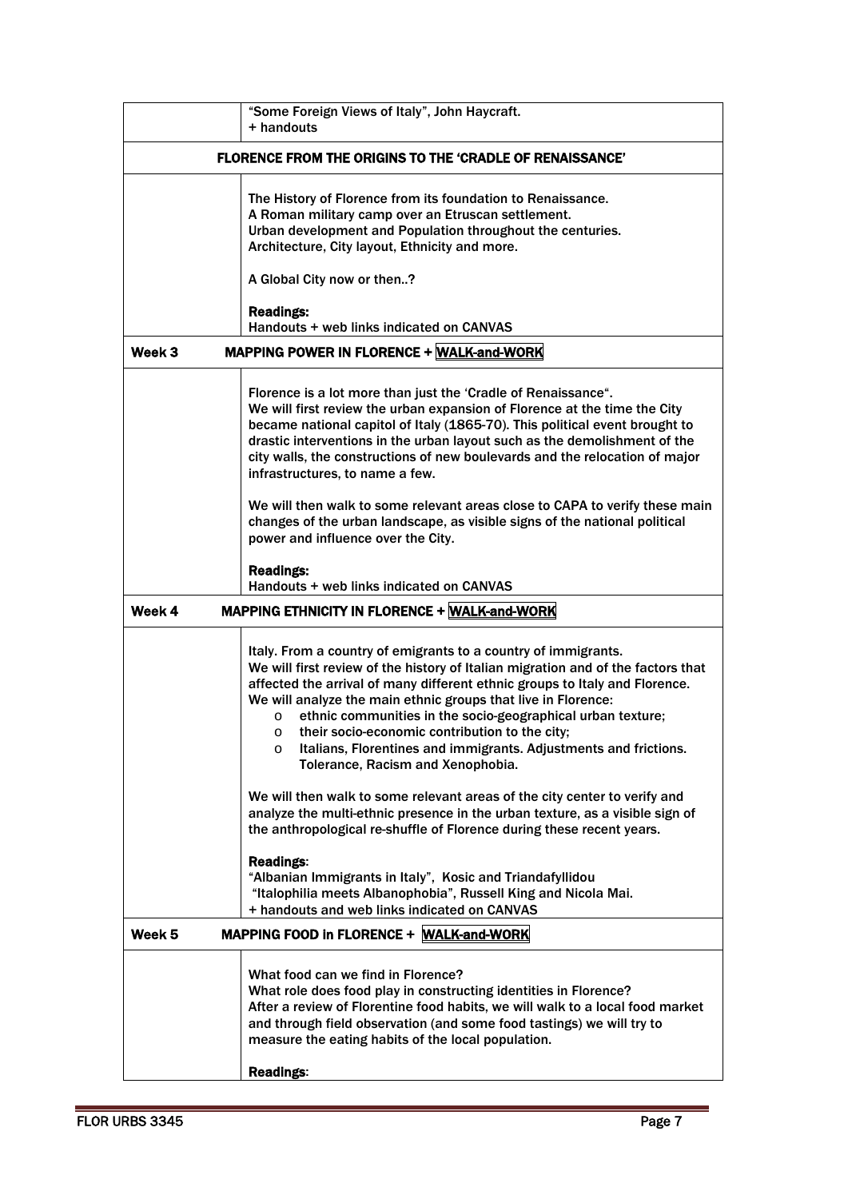| | |
|---|---|
| | "Some Foreign Views of Italy", John Haycraft.<br>+ handouts |
| **FLORENCE FROM THE ORIGINS TO THE 'CRADLE OF RENAISSANCE'** | |
| | The History of Florence from its foundation to Renaissance.<br>A Roman military camp over an Etruscan settlement.<br>Urban development and Population throughout the centuries.<br>Architecture, City layout, Ethnicity and more.<br><br>A Global City now or then..?<br><br>**Readings:**<br>Handouts + web links indicated on CANVAS |
| **Week 3** | **MAPPING POWER IN FLORENCE + WALK-and-WORK** |
| | Florence is a lot more than just the 'Cradle of Renaissance".<br>We will first review the urban expansion of Florence at the time the City became national capitol of Italy (1865-70). This political event brought to drastic interventions in the urban layout such as the demolishment of the city walls, the constructions of new boulevards and the relocation of major infrastructures, to name a few.<br><br>We will then walk to some relevant areas close to CAPA to verify these main changes of the urban landscape, as visible signs of the national political power and influence over the City.<br><br>**Readings:**<br>Handouts + web links indicated on CANVAS |
| **Week 4** | **MAPPING ETHNICITY IN FLORENCE + WALK-and-WORK** |
| | Italy. From a country of emigrants to a country of immigrants.<br>We will first review of the history of Italian migration and of the factors that affected the arrival of many different ethnic groups to Italy and Florence.<br>We will analyze the main ethnic groups that live in Florence:<br>o ethnic communities in the socio-geographical urban texture;<br>o their socio-economic contribution to the city;<br>o Italians, Florentines and immigrants. Adjustments and frictions. Tolerance, Racism and Xenophobia.<br><br>We will then walk to some relevant areas of the city center to verify and analyze the multi-ethnic presence in the urban texture, as a visible sign of the anthropological re-shuffle of Florence during these recent years.<br><br>**Readings**:<br>"Albanian Immigrants in Italy", Kosic and Triandafyllidou<br>"Italophilia meets Albanophobia", Russell King and Nicola Mai.<br>+ handouts and web links indicated on CANVAS |
| **Week 5** | **MAPPING FOOD In FLORENCE + WALK-and-WORK** |
| | What food can we find in Florence?<br>What role does food play in constructing identities in Florence?<br>After a review of Florentine food habits, we will walk to a local food market and through field observation (and some food tastings) we will try to measure the eating habits of the local population.<br><br>**Readings**: |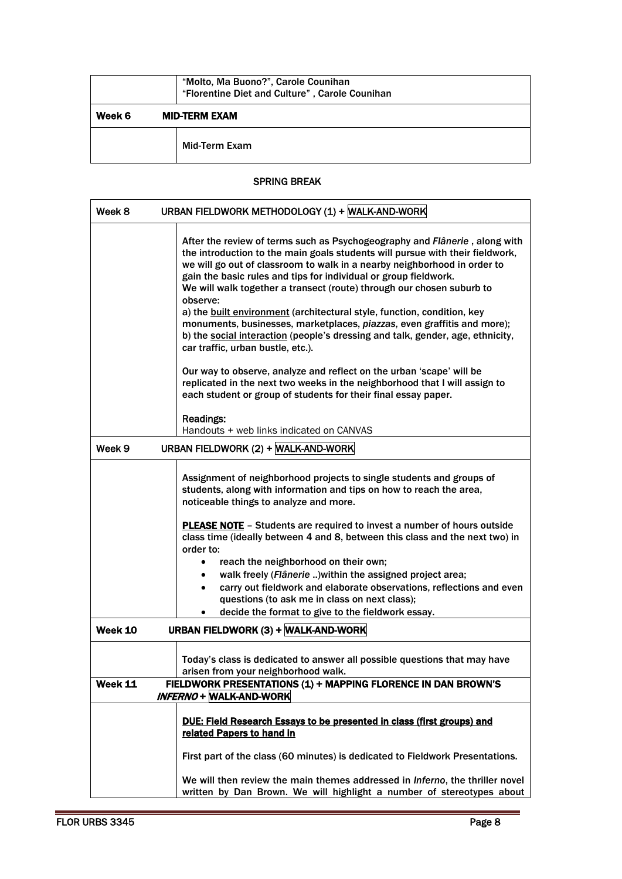| | |
|---|---|
| | "Molto, Ma Buono?", Carole Counihan<br>"Florentine Diet and Culture" , Carole Counihan |
| **Week 6** | **MID-TERM EXAM** |
| | Mid-Term Exam |

**SPRING BREAK**

| | |
|---|---|
| **Week 8** | **URBAN FIELDWORK METHODOLOGY (1) + WALK-AND-WORK** |
| | After the review of terms such as Psychogeography and *Flânerie* , along with the introduction to the main goals students will pursue with their fieldwork, we will go out of classroom to walk in a nearby neighborhood in order to gain the basic rules and tips for individual or group fieldwork.<br>We will walk together a transect (route) through our chosen suburb to observe:<br>a) the <u>built environment</u> (architectural style, function, condition, key monuments, businesses, marketplaces, *piazzas*, even graffitis and more);<br>b) the <u>social interaction</u> (people's dressing and talk, gender, age, ethnicity, car traffic, urban bustle, etc.).<br><br>Our way to observe, analyze and reflect on the urban 'scape' will be replicated in the next two weeks in the neighborhood that I will assign to each student or group of students for their final essay paper.<br><br>Readings:<br>Handouts + web links indicated on CANVAS |
| **Week 9** | **URBAN FIELDWORK (2) + WALK-AND-WORK** |
| | Assignment of neighborhood projects to single students and groups of students, along with information and tips on how to reach the area, noticeable things to analyze and more.<br><br>**<u>PLEASE NOTE</u>** – Students are required to invest a number of hours outside class time (ideally between 4 and 8, between this class and the next two) in order to:<br>• reach the neighborhood on their own;<br>• walk freely (*Flânerie* ..)within the assigned project area;<br>• carry out fieldwork and elaborate observations, reflections and even questions (to ask me in class on next class);<br>• decide the format to give to the fieldwork essay. |
| **Week 10** | **URBAN FIELDWORK (3) + WALK-AND-WORK** |
| | Today's class is dedicated to answer all possible questions that may have arisen from your neighborhood walk. |
| **Week 11** | **FIELDWORK PRESENTATIONS (1) + MAPPING FLORENCE IN DAN BROWN'S *INFERNO* + WALK-AND-WORK** |
| | **<u>DUE: Field Research Essays to be presented in class (first groups) and related Papers to hand in</u>**<br><br>First part of the class (60 minutes) is dedicated to Fieldwork Presentations.<br><br>We will then review the main themes addressed in *Inferno*, the thriller novel written by Dan Brown. We will highlight a number of stereotypes about |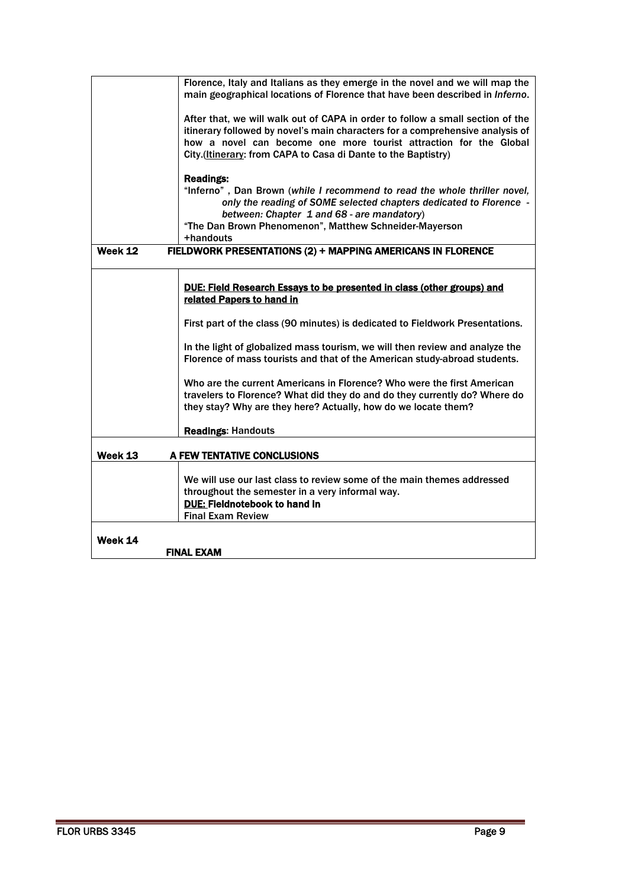| | |
|---|---|
| | Florence, Italy and Italians as they emerge in the novel and we will map the main geographical locations of Florence that have been described in *Inferno*.<br><br>After that, we will walk out of CAPA in order to follow a small section of the itinerary followed by novel's main characters for a comprehensive analysis of how a novel can become one more tourist attraction for the Global City.(Itinerary: from CAPA to Casa di Dante to the Baptistry)<br><br>**Readings:**<br>"Inferno" , Dan Brown (*while I recommend to read the whole thriller novel, only the reading of SOME selected chapters dedicated to Florence - between: Chapter 1 and 68 - are mandatory*)<br>"The Dan Brown Phenomenon", Matthew Schneider-Mayerson<br>+handouts |
| **Week 12** | **FIELDWORK PRESENTATIONS (2) + MAPPING AMERICANS IN FLORENCE** |
| | **DUE: Field Research Essays to be presented in class (other groups) and related Papers to hand in**<br><br>First part of the class (90 minutes) is dedicated to Fieldwork Presentations.<br><br>In the light of globalized mass tourism, we will then review and analyze the Florence of mass tourists and that of the American study-abroad students.<br><br>Who are the current Americans in Florence? Who were the first American travelers to Florence? What did they do and do they currently do? Where do they stay? Why are they here? Actually, how do we locate them?<br><br>**Readings**: Handouts |
| **Week 13** | **A FEW TENTATIVE CONCLUSIONS** |
| | We will use our last class to review some of the main themes addressed throughout the semester in a very informal way.<br>**DUE: Fieldnotebook to hand in**<br>Final Exam Review |
| **Week 14** | **FINAL EXAM** |